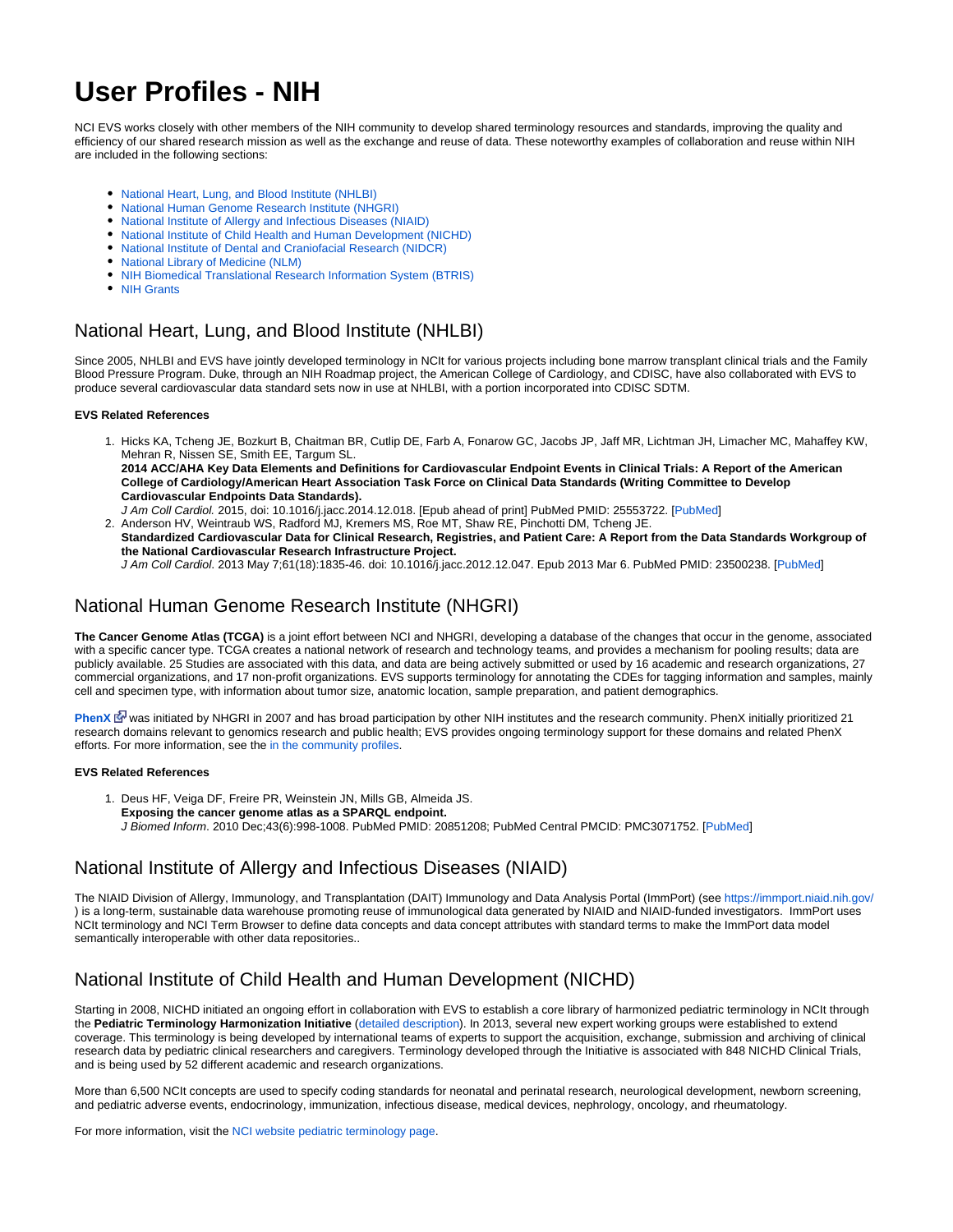# User Profiles - NIH

NCI EVS works closely with other members of the NIH community to develop shared terminology resources and standards, improving the quality and efficiency of our shared research mission as well as the exchange and reuse of data. These noteworthy examples of collaboration and reuse within NIH are included in the following sections:

- National Heart, Lung, and Blood Institute (NHLBI)
- National Human Genome Research Institute (NHGRI)
- National Institute of Allergy and Infectious Diseases (NIAID)
- National Institute of Child Health and Human Development (NICHD)
- National Institute of Dental and Craniofacial Research (NIDCR)
- National Library of Medicine (NLM)
- NIH Biomedical Translational Research Information System (BTRIS)
- NIH Grants

## National Heart, Lung, and Blood Institute (NHLBI)

Since 2005, NHLBI and EVS have jointly developed terminology in NCIt for various projects including bone marrow transplant clinical trials and the Family Blood Pressure Program. Duke, through an NIH Roadmap project, the American College of Cardiology, and CDISC, have also collaborated with EVS to produce several cardiovascular data standard sets now in use at NHLBI, with a portion incorporated into CDISC SDTM.

#### EVS Related References

1. Hicks KA, Tcheng JE, Bozkurt B, Chaitman BR, Cutlip DE, Farb A, Fonarow GC, Jacobs JP, Jaff MR, Lichtman JH, Limacher MC, Mahaffey KW, Mehran R, Nissen SE, Smith EE, Targum SL.
   **2014 ACC/AHA Key Data Elements and Definitions for Cardiovascular Endpoint Events in Clinical Trials: A Report of the American College of Cardiology/American Heart Association Task Force on Clinical Data Standards (Writing Committee to Develop Cardiovascular Endpoints Data Standards).**
   *J Am Coll Cardiol.* 2015, doi: 10.1016/j.jacc.2014.12.018. [Epub ahead of print] PubMed PMID: 25553722. [PubMed]
2. Anderson HV, Weintraub WS, Radford MJ, Kremers MS, Roe MT, Shaw RE, Pinchotti DM, Tcheng JE.
   **Standardized Cardiovascular Data for Clinical Research, Registries, and Patient Care: A Report from the Data Standards Workgroup of the National Cardiovascular Research Infrastructure Project.**
   *J Am Coll Cardiol*. 2013 May 7;61(18):1835-46. doi: 10.1016/j.jacc.2012.12.047. Epub 2013 Mar 6. PubMed PMID: 23500238. [PubMed]

## National Human Genome Research Institute (NHGRI)

**The Cancer Genome Atlas (TCGA)** is a joint effort between NCI and NHGRI, developing a database of the changes that occur in the genome, associated with a specific cancer type. TCGA creates a national network of research and technology teams, and provides a mechanism for pooling results; data are publicly available. 25 Studies are associated with this data, and data are being actively submitted or used by 16 academic and research organizations, 27 commercial organizations, and 17 non-profit organizations. EVS supports terminology for annotating the CDEs for tagging information and samples, mainly cell and specimen type, with information about tumor size, anatomic location, sample preparation, and patient demographics.

**PhenX** was initiated by NHGRI in 2007 and has broad participation by other NIH institutes and the research community. PhenX initially prioritized 21 research domains relevant to genomics research and public health; EVS provides ongoing terminology support for these domains and related PhenX efforts. For more information, see the in the community profiles.

#### EVS Related References

1. Deus HF, Veiga DF, Freire PR, Weinstein JN, Mills GB, Almeida JS.
   **Exposing the cancer genome atlas as a SPARQL endpoint.**
   *J Biomed Inform*. 2010 Dec;43(6):998-1008. PubMed PMID: 20851208; PubMed Central PMCID: PMC3071752. [PubMed]

## National Institute of Allergy and Infectious Diseases (NIAID)

The NIAID Division of Allergy, Immunology, and Transplantation (DAIT) Immunology and Data Analysis Portal (ImmPort) (see https://immport.niaid.nih.gov/ ) is a long-term, sustainable data warehouse promoting reuse of immunological data generated by NIAID and NIAID-funded investigators. ImmPort uses NCIt terminology and NCI Term Browser to define data concepts and data concept attributes with standard terms to make the ImmPort data model semantically interoperable with other data repositories..

## National Institute of Child Health and Human Development (NICHD)

Starting in 2008, NICHD initiated an ongoing effort in collaboration with EVS to establish a core library of harmonized pediatric terminology in NCIt through the **Pediatric Terminology Harmonization Initiative** (detailed description). In 2013, several new expert working groups were established to extend coverage. This terminology is being developed by international teams of experts to support the acquisition, exchange, submission and archiving of clinical research data by pediatric clinical researchers and caregivers. Terminology developed through the Initiative is associated with 848 NICHD Clinical Trials, and is being used by 52 different academic and research organizations.

More than 6,500 NCIt concepts are used to specify coding standards for neonatal and perinatal research, neurological development, newborn screening, and pediatric adverse events, endocrinology, immunization, infectious disease, medical devices, nephrology, oncology, and rheumatology.

For more information, visit the NCI website pediatric terminology page.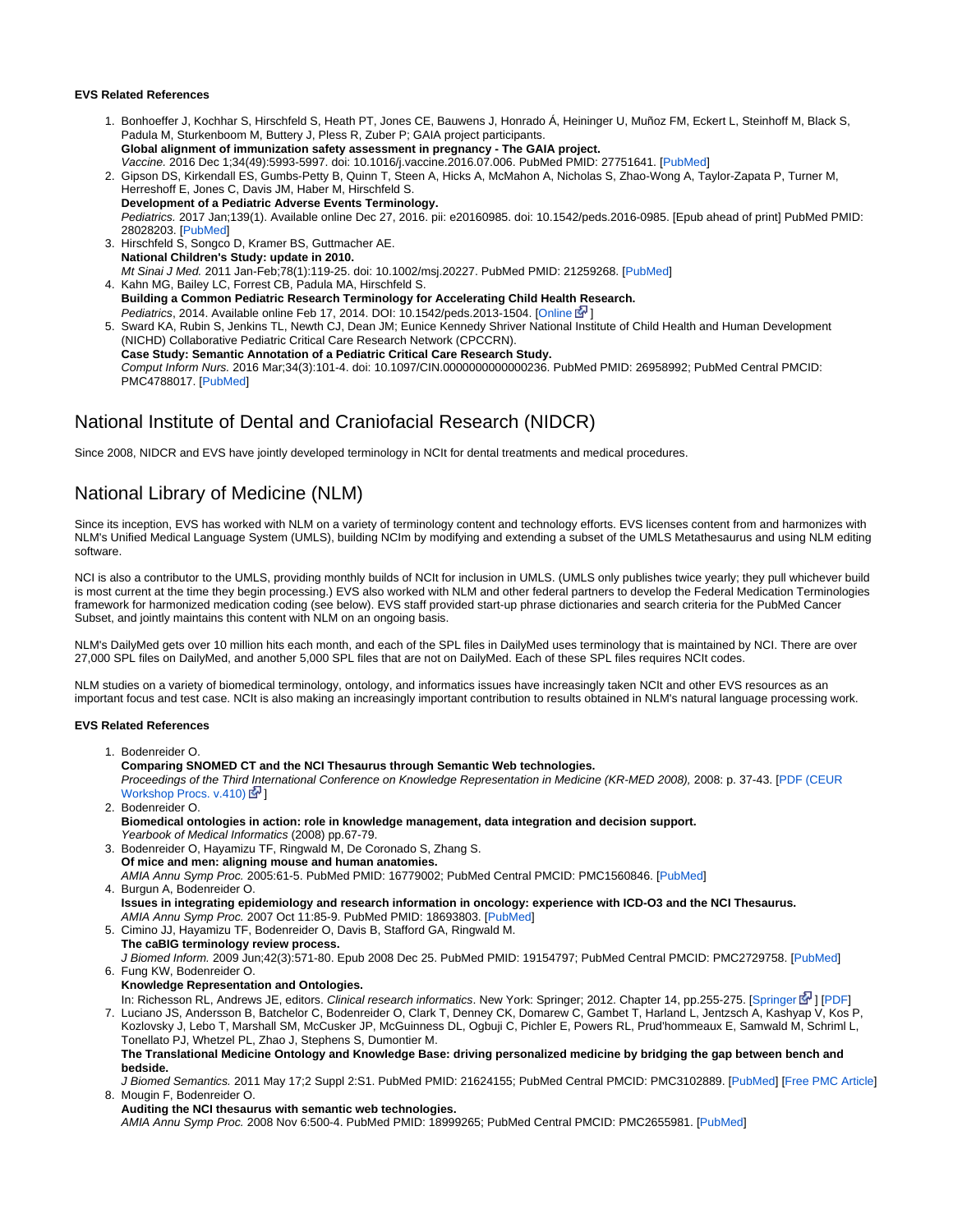#### EVS Related References

1. Bonhoeffer J, Kochhar S, Hirschfeld S, Heath PT, Jones CE, Bauwens J, Honrado Á, Heininger U, Muñoz FM, Eckert L, Steinhoff M, Black S, Padula M, Sturkenboom M, Buttery J, Pless R, Zuber P; GAIA project participants.
   **Global alignment of immunization safety assessment in pregnancy - The GAIA project.**
   *Vaccine.* 2016 Dec 1;34(49):5993-5997. doi: 10.1016/j.vaccine.2016.07.006. PubMed PMID: 27751641. [PubMed]
2. Gipson DS, Kirkendall ES, Gumbs-Petty B, Quinn T, Steen A, Hicks A, McMahon A, Nicholas S, Zhao-Wong A, Taylor-Zapata P, Turner M, Herreshoff E, Jones C, Davis JM, Haber M, Hirschfeld S.
   **Development of a Pediatric Adverse Events Terminology.**
   *Pediatrics.* 2017 Jan;139(1). Available online Dec 27, 2016. pii: e20160985. doi: 10.1542/peds.2016-0985. [Epub ahead of print] PubMed PMID: 28028203. [PubMed]
3. Hirschfeld S, Songco D, Kramer BS, Guttmacher AE.
   **National Children's Study: update in 2010.**
   *Mt Sinai J Med.* 2011 Jan-Feb;78(1):119-25. doi: 10.1002/msj.20227. PubMed PMID: 21259268. [PubMed]
4. Kahn MG, Bailey LC, Forrest CB, Padula MA, Hirschfeld S.
   **Building a Common Pediatric Research Terminology for Accelerating Child Health Research.**
   *Pediatrics*, 2014. Available online Feb 17, 2014. DOI: 10.1542/peds.2013-1504. [Online]
5. Sward KA, Rubin S, Jenkins TL, Newth CJ, Dean JM; Eunice Kennedy Shriver National Institute of Child Health and Human Development (NICHD) Collaborative Pediatric Critical Care Research Network (CPCCRN).
   **Case Study: Semantic Annotation of a Pediatric Critical Care Research Study.**
   *Comput Inform Nurs.* 2016 Mar;34(3):101-4. doi: 10.1097/CIN.0000000000000236. PubMed PMID: 26958992; PubMed Central PMCID: PMC4788017. [PubMed]

## National Institute of Dental and Craniofacial Research (NIDCR)

Since 2008, NIDCR and EVS have jointly developed terminology in NCIt for dental treatments and medical procedures.

## National Library of Medicine (NLM)

Since its inception, EVS has worked with NLM on a variety of terminology content and technology efforts. EVS licenses content from and harmonizes with NLM's Unified Medical Language System (UMLS), building NCIm by modifying and extending a subset of the UMLS Metathesaurus and using NLM editing software.

NCI is also a contributor to the UMLS, providing monthly builds of NCIt for inclusion in UMLS. (UMLS only publishes twice yearly; they pull whichever build is most current at the time they begin processing.) EVS also worked with NLM and other federal partners to develop the Federal Medication Terminologies framework for harmonized medication coding (see below). EVS staff provided start-up phrase dictionaries and search criteria for the PubMed Cancer Subset, and jointly maintains this content with NLM on an ongoing basis.

NLM's DailyMed gets over 10 million hits each month, and each of the SPL files in DailyMed uses terminology that is maintained by NCI. There are over 27,000 SPL files on DailyMed, and another 5,000 SPL files that are not on DailyMed. Each of these SPL files requires NCIt codes.

NLM studies on a variety of biomedical terminology, ontology, and informatics issues have increasingly taken NCIt and other EVS resources as an important focus and test case. NCIt is also making an increasingly important contribution to results obtained in NLM's natural language processing work.

#### EVS Related References

1. Bodenreider O.
   **Comparing SNOMED CT and the NCI Thesaurus through Semantic Web technologies.**
   *Proceedings of the Third International Conference on Knowledge Representation in Medicine (KR-MED 2008),* 2008: p. 37-43. [PDF (CEUR Workshop Procs. v.410)]
2. Bodenreider O.
   **Biomedical ontologies in action: role in knowledge management, data integration and decision support.**
   *Yearbook of Medical Informatics* (2008) pp.67-79.
3. Bodenreider O, Hayamizu TF, Ringwald M, De Coronado S, Zhang S.
   **Of mice and men: aligning mouse and human anatomies.**
   *AMIA Annu Symp Proc.* 2005:61-5. PubMed PMID: 16779002; PubMed Central PMCID: PMC1560846. [PubMed]
4. Burgun A, Bodenreider O.
   **Issues in integrating epidemiology and research information in oncology: experience with ICD-O3 and the NCI Thesaurus.**
   *AMIA Annu Symp Proc.* 2007 Oct 11:85-9. PubMed PMID: 18693803. [PubMed]
5. Cimino JJ, Hayamizu TF, Bodenreider O, Davis B, Stafford GA, Ringwald M.
   **The caBIG terminology review process.**
   *J Biomed Inform.* 2009 Jun;42(3):571-80. Epub 2008 Dec 25. PubMed PMID: 19154797; PubMed Central PMCID: PMC2729758. [PubMed]
6. Fung KW, Bodenreider O.
   **Knowledge Representation and Ontologies.**
   In: Richesson RL, Andrews JE, editors. *Clinical research informatics*. New York: Springer; 2012. Chapter 14, pp.255-275. [Springer] [PDF]
7. Luciano JS, Andersson B, Batchelor C, Bodenreider O, Clark T, Denney CK, Domarew C, Gambet T, Harland L, Jentzsch A, Kashyap V, Kos P, Kozlovsky J, Lebo T, Marshall SM, McCusker JP, McGuinness DL, Ogbuji C, Pichler E, Powers RL, Prud'hommeaux E, Samwald M, Schriml L, Tonellato PJ, Whetzel PL, Zhao J, Stephens S, Dumontier M.
   **The Translational Medicine Ontology and Knowledge Base: driving personalized medicine by bridging the gap between bench and bedside.**
   *J Biomed Semantics.* 2011 May 17;2 Suppl 2:S1. PubMed PMID: 21624155; PubMed Central PMCID: PMC3102889. [PubMed] [Free PMC Article]
8. Mougin F, Bodenreider O.
   **Auditing the NCI thesaurus with semantic web technologies.**
   *AMIA Annu Symp Proc.* 2008 Nov 6:500-4. PubMed PMID: 18999265; PubMed Central PMCID: PMC2655981. [PubMed]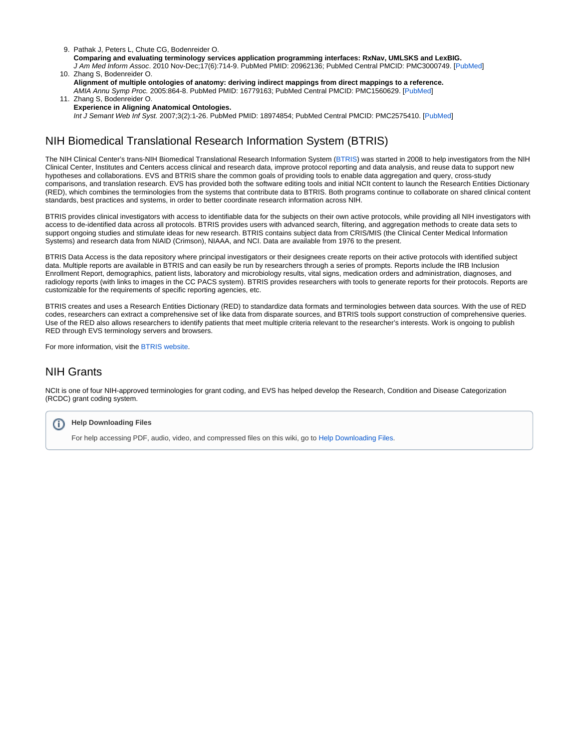9. Pathak J, Peters L, Chute CG, Bodenreider O.
   **Comparing and evaluating terminology services application programming interfaces: RxNav, UMLSKS and LexBIG.**
   *J Am Med Inform Assoc*. 2010 Nov-Dec;17(6):714-9. PubMed PMID: 20962136; PubMed Central PMCID: PMC3000749. [PubMed]
10. Zhang S, Bodenreider O.
    **Alignment of multiple ontologies of anatomy: deriving indirect mappings from direct mappings to a reference.**
    *AMIA Annu Symp Proc.* 2005:864-8. PubMed PMID: 16779163; PubMed Central PMCID: PMC1560629. [PubMed]
11. Zhang S, Bodenreider O.
    **Experience in Aligning Anatomical Ontologies.**
    *Int J Semant Web Inf Syst.* 2007;3(2):1-26. PubMed PMID: 18974854; PubMed Central PMCID: PMC2575410. [PubMed]

## NIH Biomedical Translational Research Information System (BTRIS)

The NIH Clinical Center's trans-NIH Biomedical Translational Research Information System (BTRIS) was started in 2008 to help investigators from the NIH Clinical Center, Institutes and Centers access clinical and research data, improve protocol reporting and data analysis, and reuse data to support new hypotheses and collaborations. EVS and BTRIS share the common goals of providing tools to enable data aggregation and query, cross-study comparisons, and translation research. EVS has provided both the software editing tools and initial NCIt content to launch the Research Entities Dictionary (RED), which combines the terminologies from the systems that contribute data to BTRIS. Both programs continue to collaborate on shared clinical content standards, best practices and systems, in order to better coordinate research information across NIH.

BTRIS provides clinical investigators with access to identifiable data for the subjects on their own active protocols, while providing all NIH investigators with access to de-identified data across all protocols. BTRIS provides users with advanced search, filtering, and aggregation methods to create data sets to support ongoing studies and stimulate ideas for new research. BTRIS contains subject data from CRIS/MIS (the Clinical Center Medical Information Systems) and research data from NIAID (Crimson), NIAAA, and NCI. Data are available from 1976 to the present.

BTRIS Data Access is the data repository where principal investigators or their designees create reports on their active protocols with identified subject data. Multiple reports are available in BTRIS and can easily be run by researchers through a series of prompts. Reports include the IRB Inclusion Enrollment Report, demographics, patient lists, laboratory and microbiology results, vital signs, medication orders and administration, diagnoses, and radiology reports (with links to images in the CC PACS system). BTRIS provides researchers with tools to generate reports for their protocols. Reports are customizable for the requirements of specific reporting agencies, etc.

BTRIS creates and uses a Research Entities Dictionary (RED) to standardize data formats and terminologies between data sources. With the use of RED codes, researchers can extract a comprehensive set of like data from disparate sources, and BTRIS tools support construction of comprehensive queries. Use of the RED also allows researchers to identify patients that meet multiple criteria relevant to the researcher's interests. Work is ongoing to publish RED through EVS terminology servers and browsers.

For more information, visit the BTRIS website.

## NIH Grants

NCIt is one of four NIH-approved terminologies for grant coding, and EVS has helped develop the Research, Condition and Disease Categorization (RCDC) grant coding system.

**Help Downloading Files**

For help accessing PDF, audio, video, and compressed files on this wiki, go to Help Downloading Files.